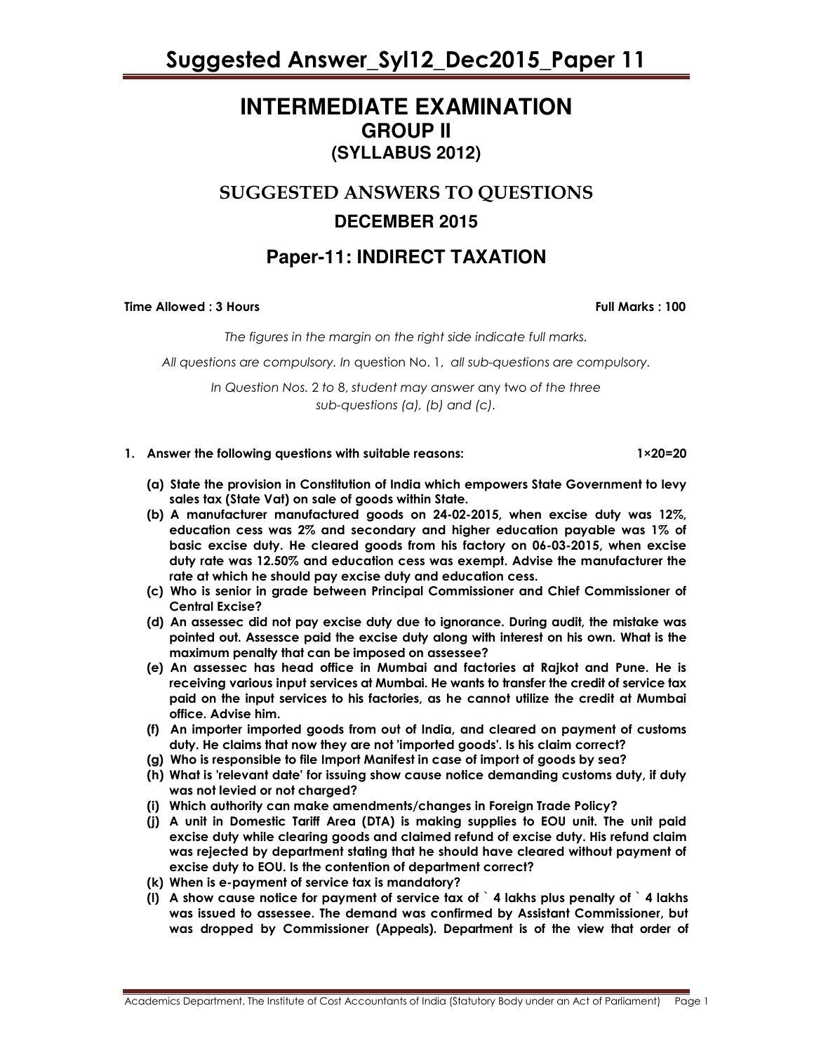# INTERMEDIATE EXAMINATION

## GROUP II

## (SYLLABUS 2012)

## SUGGESTED ANSWERS TO QUESTIONS

## DECEMBER 2015

## Paper-11: INDIRECT TAXATION

**Time Allowed : 3 Hours** **Full Marks : 100**

*The figures in the margin on the right side indicate full marks.*

*All questions are compulsory. In question No. 1, all sub-questions are compulsory.*

*In Question Nos. 2 to 8, student may answer any two of the three sub-questions (a), (b) and (c).*

**1. Answer the following questions with suitable reasons: 1×20=20**

**(a) State the provision in Constitution of India which empowers State Government to levy sales tax (State Vat) on sale of goods within State.**

**(b) A manufacturer manufactured goods on 24-02-2015, when excise duty was 12%, education cess was 2% and secondary and higher education payable was 1% of basic excise duty. He cleared goods from his factory on 06-03-2015, when excise duty rate was 12.50% and education cess was exempt. Advise the manufacturer the rate at which he should pay excise duty and education cess.**

**(c) Who is senior in grade between Principal Commissioner and Chief Commissioner of Central Excise?**

**(d) An assessec did not pay excise duty due to ignorance. During audit, the mistake was pointed out. Assessce paid the excise duty along with interest on his own. What is the maximum penalty that can be imposed on assessee?**

**(e) An assessec has head office in Mumbai and factories at Rajkot and Pune. He is receiving various input services at Mumbai. He wants to transfer the credit of service tax paid on the input services to his factories, as he cannot utilize the credit at Mumbai office. Advise him.**

**(f) An importer imported goods from out of India, and cleared on payment of customs duty. He claims that now they are not 'imported goods'. Is his claim correct?**

**(g) Who is responsible to file Import Manifest in case of import of goods by sea?**

**(h) What is 'relevant date' for issuing show cause notice demanding customs duty, if duty was not levied or not charged?**

**(i) Which authority can make amendments/changes in Foreign Trade Policy?**

**(j) A unit in Domestic Tariff Area (DTA) is making supplies to EOU unit. The unit paid excise duty while clearing goods and claimed refund of excise duty. His refund claim was rejected by department stating that he should have cleared without payment of excise duty to EOU. Is the contention of department correct?**

**(k) When is e-payment of service tax is mandatory?**

**(l) A show cause notice for payment of service tax of ` 4 lakhs plus penalty of ` 4 lakhs was issued to assessee. The demand was confirmed by Assistant Commissioner, but was dropped by Commissioner (Appeals). Department is of the view that order of**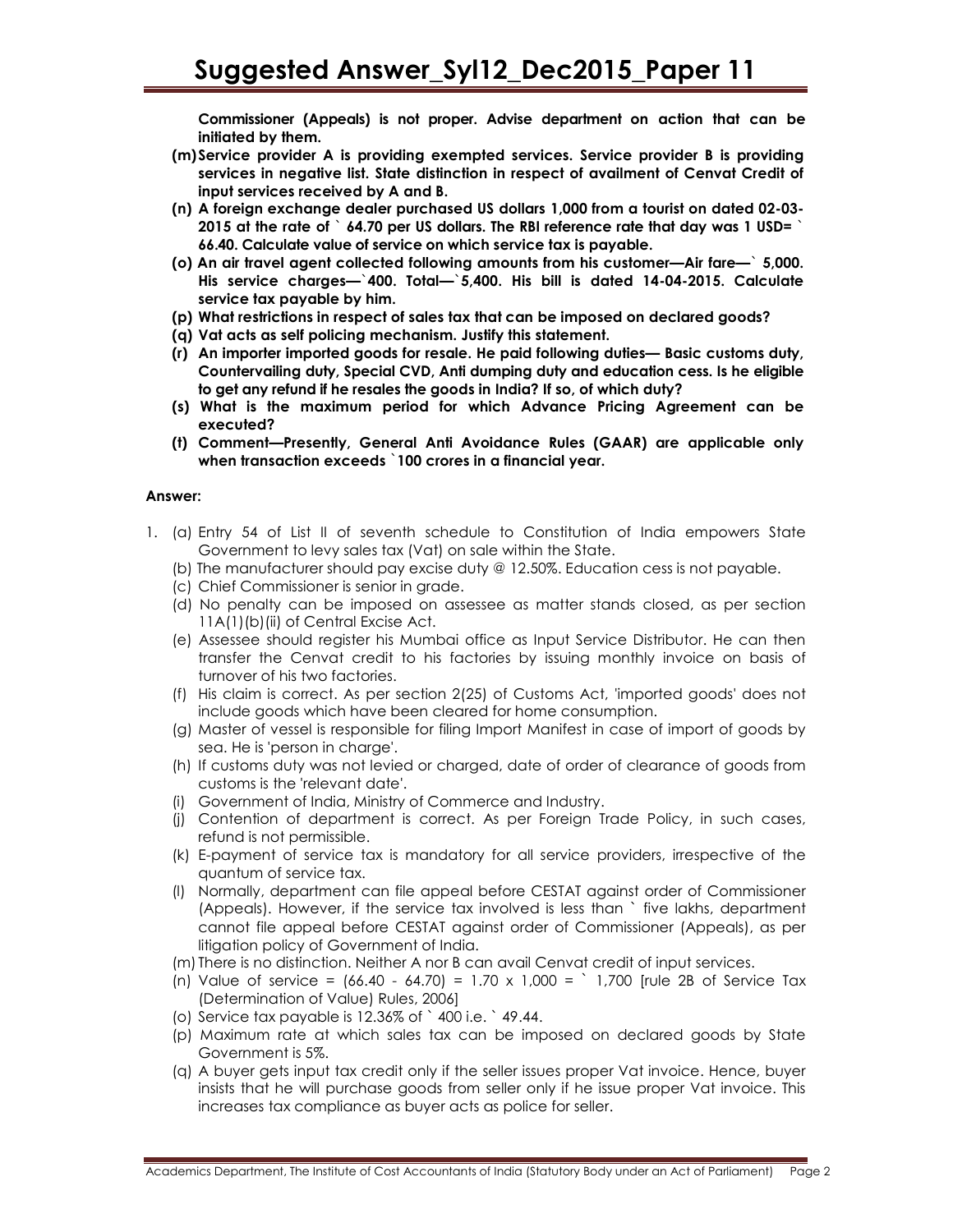**Commissioner (Appeals) is not proper. Advise department on action that can be initiated by them.**

**(m) Service provider A is providing exempted services. Service provider B is providing services in negative list. State distinction in respect of availment of Cenvat Credit of input services received by A and B.**

**(n) A foreign exchange dealer purchased US dollars 1,000 from a tourist on dated 02-03-2015 at the rate of ` 64.70 per US dollars. The RBI reference rate that day was 1 USD= ` 66.40. Calculate value of service on which service tax is payable.**

**(o) An air travel agent collected following amounts from his customer—Air fare—` 5,000. His service charges—`400. Total—`5,400. His bill is dated 14-04-2015. Calculate service tax payable by him.**

**(p) What restrictions in respect of sales tax that can be imposed on declared goods?**

**(q) Vat acts as self policing mechanism. Justify this statement.**

**(r) An importer imported goods for resale. He paid following duties— Basic customs duty, Countervailing duty, Special CVD, Anti dumping duty and education cess. Is he eligible to get any refund if he resales the goods in India? If so, of which duty?**

**(s) What is the maximum period for which Advance Pricing Agreement can be executed?**

**(t) Comment—Presently, General Anti Avoidance Rules (GAAR) are applicable only when transaction exceeds `100 crores in a financial year.**

**Answer:**

1. (a) Entry 54 of List II of seventh schedule to Constitution of India empowers State Government to levy sales tax (Vat) on sale within the State.

   (b) The manufacturer should pay excise duty @ 12.50%. Education cess is not payable.

   (c) Chief Commissioner is senior in grade.

   (d) No penalty can be imposed on assessee as matter stands closed, as per section 11A(1)(b)(ii) of Central Excise Act.

   (e) Assessee should register his Mumbai office as Input Service Distributor. He can then transfer the Cenvat credit to his factories by issuing monthly invoice on basis of turnover of his two factories.

   (f) His claim is correct. As per section 2(25) of Customs Act, 'imported goods' does not include goods which have been cleared for home consumption.

   (g) Master of vessel is responsible for filing Import Manifest in case of import of goods by sea. He is 'person in charge'.

   (h) If customs duty was not levied or charged, date of order of clearance of goods from customs is the 'relevant date'.

   (i) Government of India, Ministry of Commerce and Industry.

   (j) Contention of department is correct. As per Foreign Trade Policy, in such cases, refund is not permissible.

   (k) E-payment of service tax is mandatory for all service providers, irrespective of the quantum of service tax.

   (l) Normally, department can file appeal before CESTAT against order of Commissioner (Appeals). However, if the service tax involved is less than ` five lakhs, department cannot file appeal before CESTAT against order of Commissioner (Appeals), as per litigation policy of Government of India.

   (m) There is no distinction. Neither A nor B can avail Cenvat credit of input services.

   (n) Value of service = (66.40 - 64.70) = 1.70 x 1,000 = ` 1,700 [rule 2B of Service Tax (Determination of Value) Rules, 2006]

   (o) Service tax payable is 12.36% of ` 400 i.e. ` 49.44.

   (p) Maximum rate at which sales tax can be imposed on declared goods by State Government is 5%.

   (q) A buyer gets input tax credit only if the seller issues proper Vat invoice. Hence, buyer insists that he will purchase goods from seller only if he issue proper Vat invoice. This increases tax compliance as buyer acts as police for seller.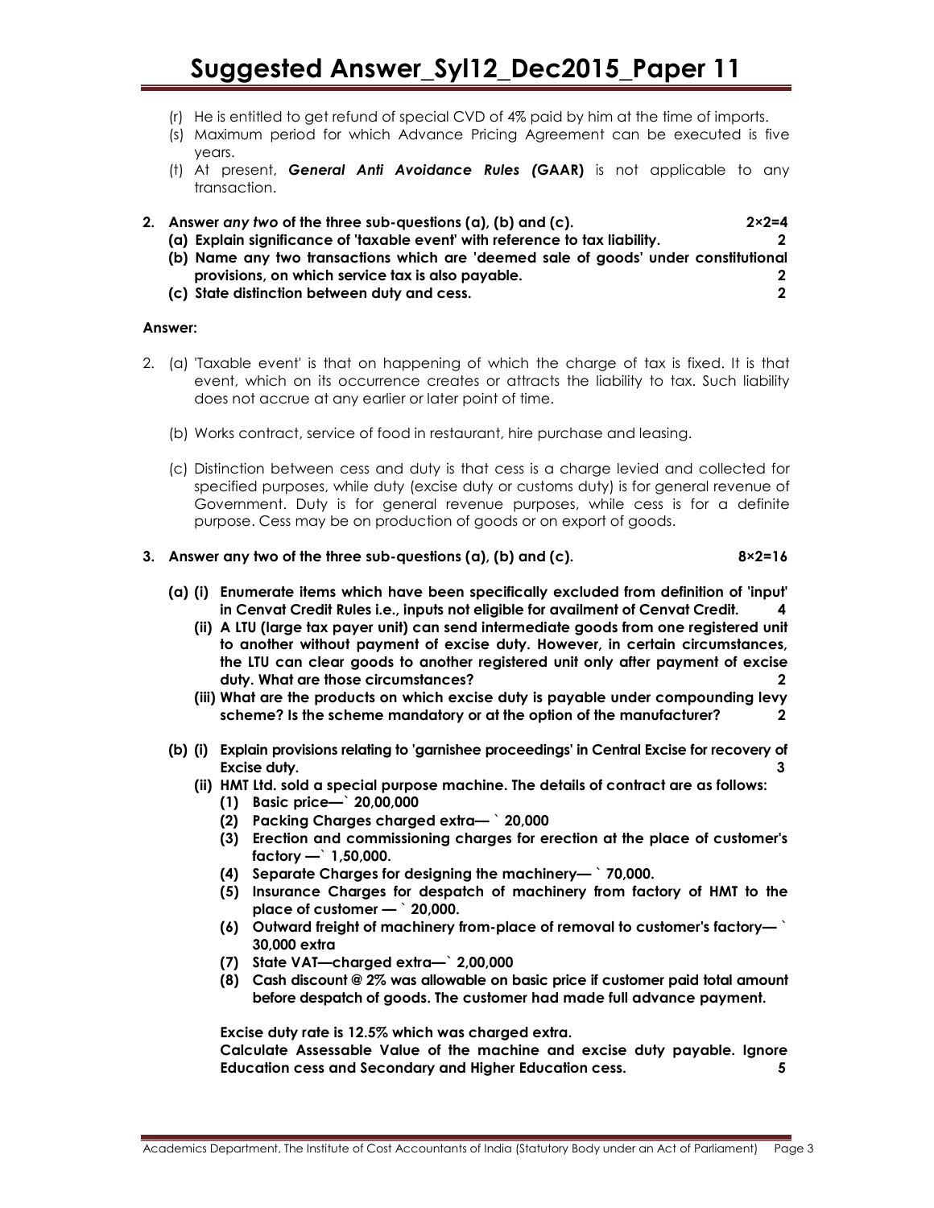- (r) He is entitled to get refund of special CVD of 4% paid by him at the time of imports.
- (s) Maximum period for which Advance Pricing Agreement can be executed is five years.
- (t) At present, ***General Anti Avoidance Rules (*GAAR)** is not applicable to any transaction.

**2. Answer *any two* of the three sub-questions (a), (b) and (c). 2×2=4**

**(a) Explain significance of 'taxable event' with reference to tax liability. 2**

**(b) Name any two transactions which are 'deemed sale of goods' under constitutional provisions, on which service tax is also payable. 2**

**(c) State distinction between duty and cess. 2**

**Answer:**

2. (a) 'Taxable event' is that on happening of which the charge of tax is fixed. It is that event, which on its occurrence creates or attracts the liability to tax. Such liability does not accrue at any earlier or later point of time.

(b) Works contract, service of food in restaurant, hire purchase and leasing.

(c) Distinction between cess and duty is that cess is a charge levied and collected for specified purposes, while duty (excise duty or customs duty) is for general revenue of Government. Duty is for general revenue purposes, while cess is for a definite purpose. Cess may be on production of goods or on export of goods.

**3. Answer any two of the three sub-questions (a), (b) and (c). 8×2=16**

**(a) (i) Enumerate items which have been specifically excluded from definition of 'input' in Cenvat Credit Rules i.e., inputs not eligible for availment of Cenvat Credit. 4**

**(ii) A LTU (large tax payer unit) can send intermediate goods from one registered unit to another without payment of excise duty. However, in certain circumstances, the LTU can clear goods to another registered unit only after payment of excise duty. What are those circumstances? 2**

**(iii) What are the products on which excise duty is payable under compounding levy scheme? Is the scheme mandatory or at the option of the manufacturer? 2**

**(b) (i) Explain provisions relating to 'garnishee proceedings' in Central Excise for recovery of Excise duty. 3**

**(ii) HMT Ltd. sold a special purpose machine. The details of contract are as follows:**

1. **Basic price—` 20,00,000**
2. **Packing Charges charged extra— ` 20,000**
3. **Erection and commissioning charges for erection at the place of customer's factory —` 1,50,000.**
4. **Separate Charges for designing the machinery— ` 70,000.**
5. **Insurance Charges for despatch of machinery from factory of HMT to the place of customer — ` 20,000.**
6. **Outward freight of machinery from-place of removal to customer's factory— ` 30,000 extra**
7. **State VAT—charged extra—` 2,00,000**
8. **Cash discount @ 2% was allowable on basic price if customer paid total amount before despatch of goods. The customer had made full advance payment.**

**Excise duty rate is 12.5% which was charged extra.**

**Calculate Assessable Value of the machine and excise duty payable. Ignore Education cess and Secondary and Higher Education cess. 5**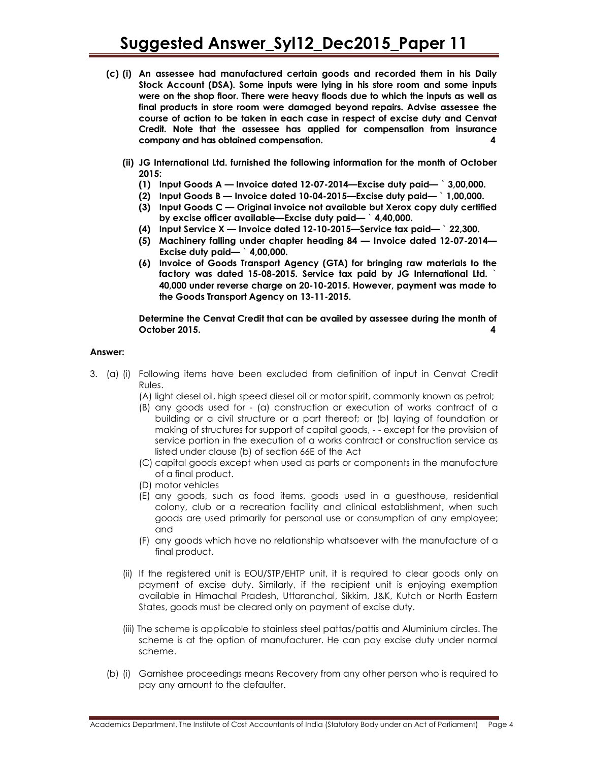**(c) (i) An assessee had manufactured certain goods and recorded them in his Daily Stock Account (DSA). Some inputs were lying in his store room and some inputs were on the shop floor. There were heavy floods due to which the inputs as well as final products in store room were damaged beyond repairs. Advise assessee the course of action to be taken in each case in respect of excise duty and Cenvat Credit. Note that the assessee has applied for compensation from insurance company and has obtained compensation. 4**

**(ii) JG International Ltd. furnished the following information for the month of October 2015:**

**(1) Input Goods A — Invoice dated 12-07-2014—Excise duty paid— ` 3,00,000.**

**(2) Input Goods B — Invoice dated 10-04-2015—Excise duty paid— ` 1,00,000.**

**(3) Input Goods C — Original invoice not available but Xerox copy duly certified by excise officer available—Excise duty paid— ` 4,40,000.**

**(4) Input Service X — Invoice dated 12-10-2015—Service tax paid— ` 22,300.**

**(5) Machinery falling under chapter heading 84 — Invoice dated 12-07-2014— Excise duty paid— ` 4,00,000.**

**(6) Invoice of Goods Transport Agency (GTA) for bringing raw materials to the factory was dated 15-08-2015. Service tax paid by JG International Ltd. ` 40,000 under reverse charge on 20-10-2015. However, payment was made to the Goods Transport Agency on 13-11-2015.**

**Determine the Cenvat Credit that can be availed by assessee during the month of October 2015. 4**

**Answer:**

3. (a) (i) Following items have been excluded from definition of input in Cenvat Credit Rules.

(A) light diesel oil, high speed diesel oil or motor spirit, commonly known as petrol;

(B) any goods used for - (a) construction or execution of works contract of a building or a civil structure or a part thereof; or (b) laying of foundation or making of structures for support of capital goods, - - except for the provision of service portion in the execution of a works contract or construction service as listed under clause (b) of section 66E of the Act

(C) capital goods except when used as parts or components in the manufacture of a final product.

(D) motor vehicles

(E) any goods, such as food items, goods used in a guesthouse, residential colony, club or a recreation facility and clinical establishment, when such goods are used primarily for personal use or consumption of any employee; and

(F) any goods which have no relationship whatsoever with the manufacture of a final product.

(ii) If the registered unit is EOU/STP/EHTP unit, it is required to clear goods only on payment of excise duty. Similarly, if the recipient unit is enjoying exemption available in Himachal Pradesh, Uttaranchal, Sikkim, J&K, Kutch or North Eastern States, goods must be cleared only on payment of excise duty.

(iii) The scheme is applicable to stainless steel pattas/pattis and Aluminium circles. The scheme is at the option of manufacturer. He can pay excise duty under normal scheme.

(b) (i) Garnishee proceedings means Recovery from any other person who is required to pay any amount to the defaulter.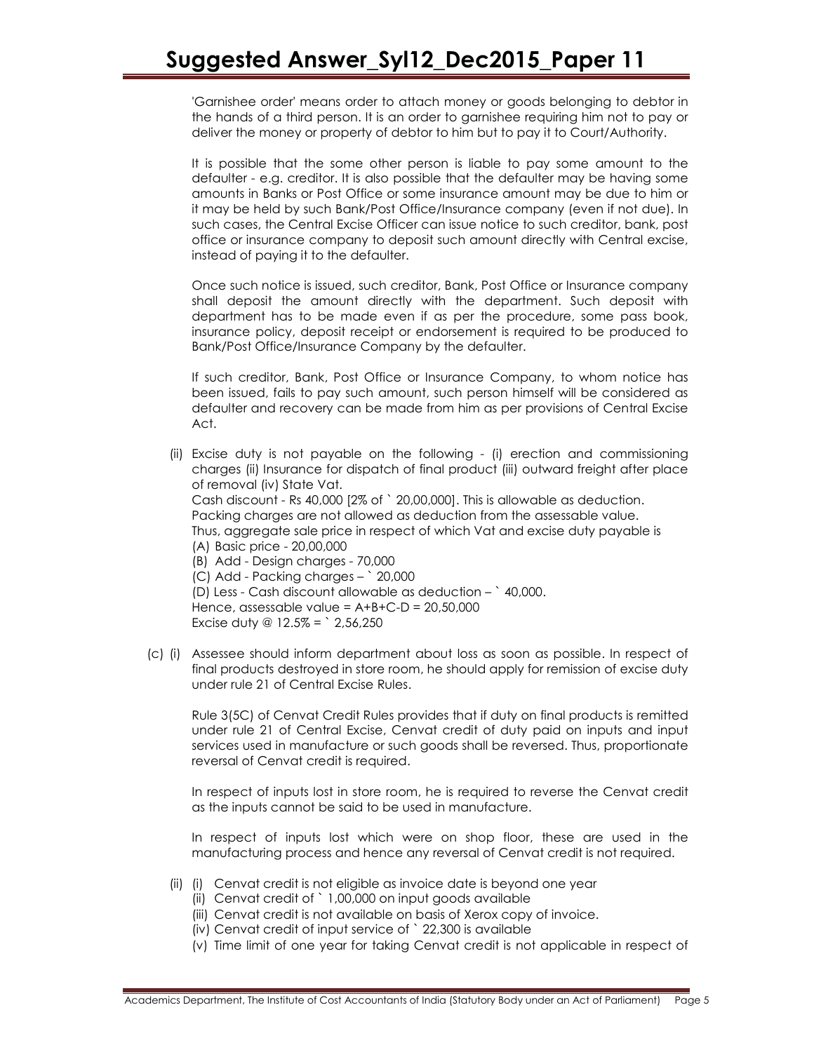'Garnishee order' means order to attach money or goods belonging to debtor in the hands of a third person. It is an order to garnishee requiring him not to pay or deliver the money or property of debtor to him but to pay it to Court/Authority.

It is possible that the some other person is liable to pay some amount to the defaulter - e.g. creditor. It is also possible that the defaulter may be having some amounts in Banks or Post Office or some insurance amount may be due to him or it may be held by such Bank/Post Office/Insurance company (even if not due). In such cases, the Central Excise Officer can issue notice to such creditor, bank, post office or insurance company to deposit such amount directly with Central excise, instead of paying it to the defaulter.

Once such notice is issued, such creditor, Bank, Post Office or Insurance company shall deposit the amount directly with the department. Such deposit with department has to be made even if as per the procedure, some pass book, insurance policy, deposit receipt or endorsement is required to be produced to Bank/Post Office/Insurance Company by the defaulter.

If such creditor, Bank, Post Office or Insurance Company, to whom notice has been issued, fails to pay such amount, such person himself will be considered as defaulter and recovery can be made from him as per provisions of Central Excise Act.

(ii) Excise duty is not payable on the following - (i) erection and commissioning charges (ii) Insurance for dispatch of final product (iii) outward freight after place of removal (iv) State Vat.
Cash discount - Rs 40,000 [2% of ` 20,00,000]. This is allowable as deduction.
Packing charges are not allowed as deduction from the assessable value.
Thus, aggregate sale price in respect of which Vat and excise duty payable is
(A) Basic price - 20,00,000
(B) Add - Design charges - 70,000
(C) Add - Packing charges – ` 20,000
(D) Less - Cash discount allowable as deduction – ` 40,000.
Hence, assessable value = A+B+C-D = 20,50,000
Excise duty @ 12.5% = ` 2,56,250

(c) (i) Assessee should inform department about loss as soon as possible. In respect of final products destroyed in store room, he should apply for remission of excise duty under rule 21 of Central Excise Rules.

Rule 3(5C) of Cenvat Credit Rules provides that if duty on final products is remitted under rule 21 of Central Excise, Cenvat credit of duty paid on inputs and input services used in manufacture or such goods shall be reversed. Thus, proportionate reversal of Cenvat credit is required.

In respect of inputs lost in store room, he is required to reverse the Cenvat credit as the inputs cannot be said to be used in manufacture.

In respect of inputs lost which were on shop floor, these are used in the manufacturing process and hence any reversal of Cenvat credit is not required.

(ii) (i) Cenvat credit is not eligible as invoice date is beyond one year
(ii) Cenvat credit of ` 1,00,000 on input goods available
(iii) Cenvat credit is not available on basis of Xerox copy of invoice.
(iv) Cenvat credit of input service of ` 22,300 is available
(v) Time limit of one year for taking Cenvat credit is not applicable in respect of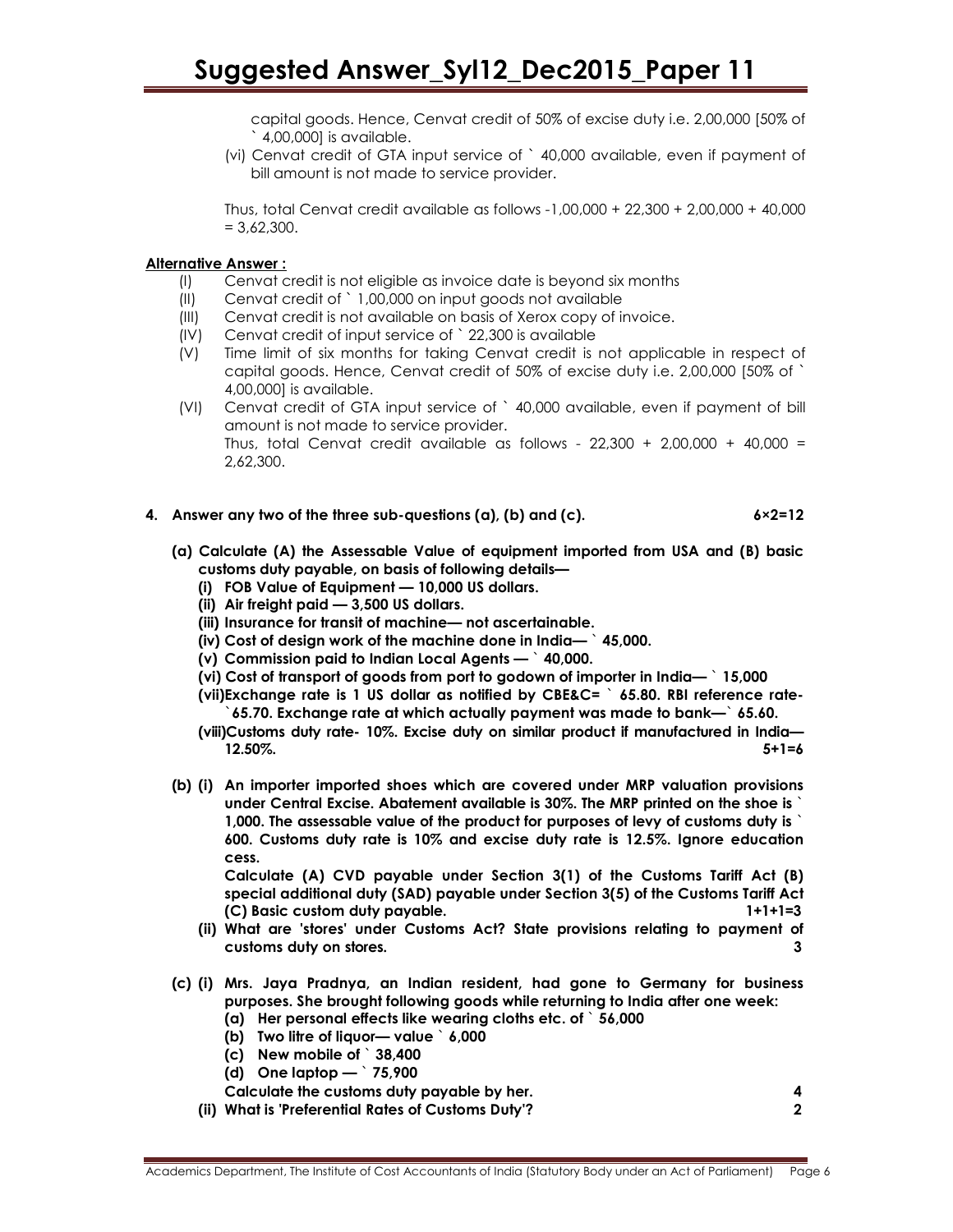capital goods. Hence, Cenvat credit of 50% of excise duty i.e. 2,00,000 [50% of ` 4,00,000] is available.

(vi) Cenvat credit of GTA input service of ` 40,000 available, even if payment of bill amount is not made to service provider.

Thus, total Cenvat credit available as follows -1,00,000 + 22,300 + 2,00,000 + 40,000 = 3,62,300.

**Alternative Answer :**

(I) Cenvat credit is not eligible as invoice date is beyond six months

(II) Cenvat credit of ` 1,00,000 on input goods not available

(III) Cenvat credit is not available on basis of Xerox copy of invoice.

(IV) Cenvat credit of input service of ` 22,300 is available

(V) Time limit of six months for taking Cenvat credit is not applicable in respect of capital goods. Hence, Cenvat credit of 50% of excise duty i.e. 2,00,000 [50% of ` 4,00,000] is available.

(VI) Cenvat credit of GTA input service of ` 40,000 available, even if payment of bill amount is not made to service provider.

Thus, total Cenvat credit available as follows - 22,300 + 2,00,000 + 40,000 = 2,62,300.

**4. Answer any two of the three sub-questions (a), (b) and (c).** **6×2=12**

**(a) Calculate (A) the Assessable Value of equipment imported from USA and (B) basic customs duty payable, on basis of following details—**

**(i) FOB Value of Equipment — 10,000 US dollars.**

**(ii) Air freight paid — 3,500 US dollars.**

**(iii) Insurance for transit of machine— not ascertainable.**

**(iv) Cost of design work of the machine done in India— ` 45,000.**

**(v) Commission paid to Indian Local Agents — ` 40,000.**

**(vi) Cost of transport of goods from port to godown of importer in India— ` 15,000**

**(vii) Exchange rate is 1 US dollar as notified by CBE&C= ` 65.80. RBI reference rate- `65.70. Exchange rate at which actually payment was made to bank—` 65.60.**

**(viii) Customs duty rate- 10%. Excise duty on similar product if manufactured in India— 12.50%.** **5+1=6**

**(b) (i) An importer imported shoes which are covered under MRP valuation provisions under Central Excise. Abatement available is 30%. The MRP printed on the shoe is ` 1,000. The assessable value of the product for purposes of levy of customs duty is ` 600. Customs duty rate is 10% and excise duty rate is 12.5%. Ignore education cess.**

**Calculate (A) CVD payable under Section 3(1) of the Customs Tariff Act (B) special additional duty (SAD) payable under Section 3(5) of the Customs Tariff Act (C) Basic custom duty payable.** **1+1+1=3**

**(ii) What are 'stores' under Customs Act? State provisions relating to payment of customs duty on stores.** **3**

**(c) (i) Mrs. Jaya Pradnya, an Indian resident, had gone to Germany for business purposes. She brought following goods while returning to India after one week:**

**(a) Her personal effects like wearing cloths etc. of ` 56,000**

**(b) Two litre of liquor— value ` 6,000**

**(c) New mobile of ` 38,400**

**(d) One laptop — ` 75,900**

**Calculate the customs duty payable by her.** **4**

**(ii) What is 'Preferential Rates of Customs Duty'?** **2**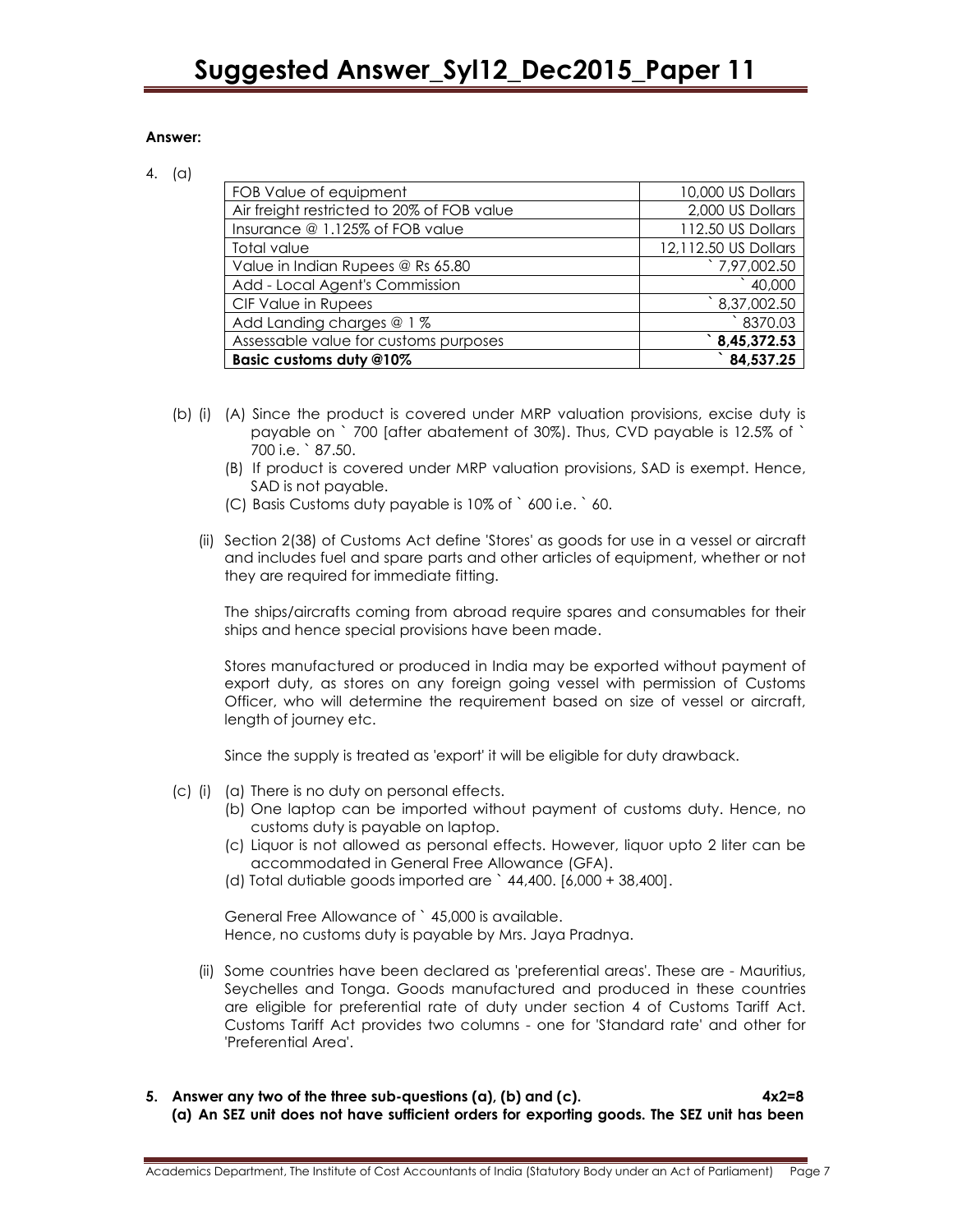**Answer:**

4. (a)

| FOB Value of equipment | 10,000 US Dollars |
|---|---|
| Air freight restricted to 20% of FOB value | 2,000 US Dollars |
| Insurance @ 1.125% of FOB value | 112.50 US Dollars |
| Total value | 12,112.50 US Dollars |
| Value in Indian Rupees @ Rs 65.80 | ` 7,97,002.50 |
| Add - Local Agent's Commission | ` 40,000 |
| CIF Value in Rupees | ` 8,37,002.50 |
| Add Landing charges @ 1 % | ` 8370.03 |
| Assessable value for customs purposes | **` 8,45,372.53** |
| **Basic customs duty @10%** | **` 84,537.25** |

(b) (i) (A) Since the product is covered under MRP valuation provisions, excise duty is payable on ` 700 [after abatement of 30%). Thus, CVD payable is 12.5% of ` 700 i.e. ` 87.50.

(B) If product is covered under MRP valuation provisions, SAD is exempt. Hence, SAD is not payable.

(C) Basis Customs duty payable is 10% of ` 600 i.e. ` 60.

(ii) Section 2(38) of Customs Act define 'Stores' as goods for use in a vessel or aircraft and includes fuel and spare parts and other articles of equipment, whether or not they are required for immediate fitting.

The ships/aircrafts coming from abroad require spares and consumables for their ships and hence special provisions have been made.

Stores manufactured or produced in India may be exported without payment of export duty, as stores on any foreign going vessel with permission of Customs Officer, who will determine the requirement based on size of vessel or aircraft, length of journey etc.

Since the supply is treated as 'export' it will be eligible for duty drawback.

(c) (i) (a) There is no duty on personal effects.

(b) One laptop can be imported without payment of customs duty. Hence, no customs duty is payable on laptop.

(c) Liquor is not allowed as personal effects. However, liquor upto 2 liter can be accommodated in General Free Allowance (GFA).

(d) Total dutiable goods imported are ` 44,400. [6,000 + 38,400].

General Free Allowance of ` 45,000 is available.
Hence, no customs duty is payable by Mrs. Jaya Pradnya.

(ii) Some countries have been declared as 'preferential areas'. These are - Mauritius, Seychelles and Tonga. Goods manufactured and produced in these countries are eligible for preferential rate of duty under section 4 of Customs Tariff Act. Customs Tariff Act provides two columns - one for 'Standard rate' and other for 'Preferential Area'.

**5. Answer any two of the three sub-questions (a), (b) and (c). 4x2=8**

**(a) An SEZ unit does not have sufficient orders for exporting goods. The SEZ unit has been**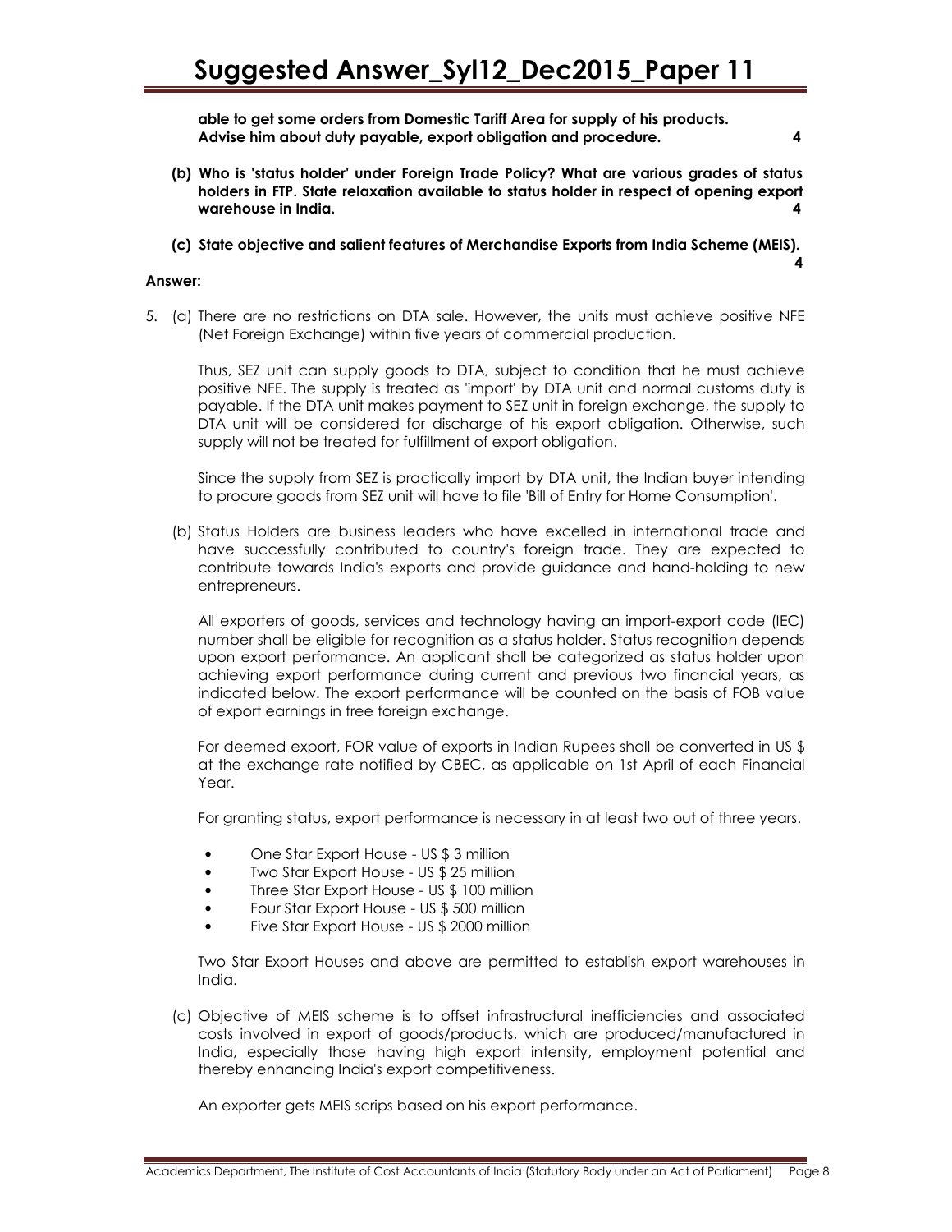**able to get some orders from Domestic Tariff Area for supply of his products. Advise him about duty payable, export obligation and procedure.** **4**

**(b) Who is 'status holder' under Foreign Trade Policy? What are various grades of status holders in FTP. State relaxation available to status holder in respect of opening export warehouse in India.** **4**

**(c) State objective and salient features of Merchandise Exports from India Scheme (MEIS).** **4**

**Answer:**

5. (a) There are no restrictions on DTA sale. However, the units must achieve positive NFE (Net Foreign Exchange) within five years of commercial production.

Thus, SEZ unit can supply goods to DTA, subject to condition that he must achieve positive NFE. The supply is treated as 'import' by DTA unit and normal customs duty is payable. If the DTA unit makes payment to SEZ unit in foreign exchange, the supply to DTA unit will be considered for discharge of his export obligation. Otherwise, such supply will not be treated for fulfillment of export obligation.

Since the supply from SEZ is practically import by DTA unit, the Indian buyer intending to procure goods from SEZ unit will have to file 'Bill of Entry for Home Consumption'.

(b) Status Holders are business leaders who have excelled in international trade and have successfully contributed to country's foreign trade. They are expected to contribute towards India's exports and provide guidance and hand-holding to new entrepreneurs.

All exporters of goods, services and technology having an import-export code (IEC) number shall be eligible for recognition as a status holder. Status recognition depends upon export performance. An applicant shall be categorized as status holder upon achieving export performance during current and previous two financial years, as indicated below. The export performance will be counted on the basis of FOB value of export earnings in free foreign exchange.

For deemed export, FOR value of exports in Indian Rupees shall be converted in US $ at the exchange rate notified by CBEC, as applicable on 1st April of each Financial Year.

For granting status, export performance is necessary in at least two out of three years.

- One Star Export House - US $ 3 million
- Two Star Export House - US $ 25 million
- Three Star Export House - US $ 100 million
- Four Star Export House - US $ 500 million
- Five Star Export House - US $ 2000 million

Two Star Export Houses and above are permitted to establish export warehouses in India.

(c) Objective of MEIS scheme is to offset infrastructural inefficiencies and associated costs involved in export of goods/products, which are produced/manufactured in India, especially those having high export intensity, employment potential and thereby enhancing India's export competitiveness.

An exporter gets MEIS scrips based on his export performance.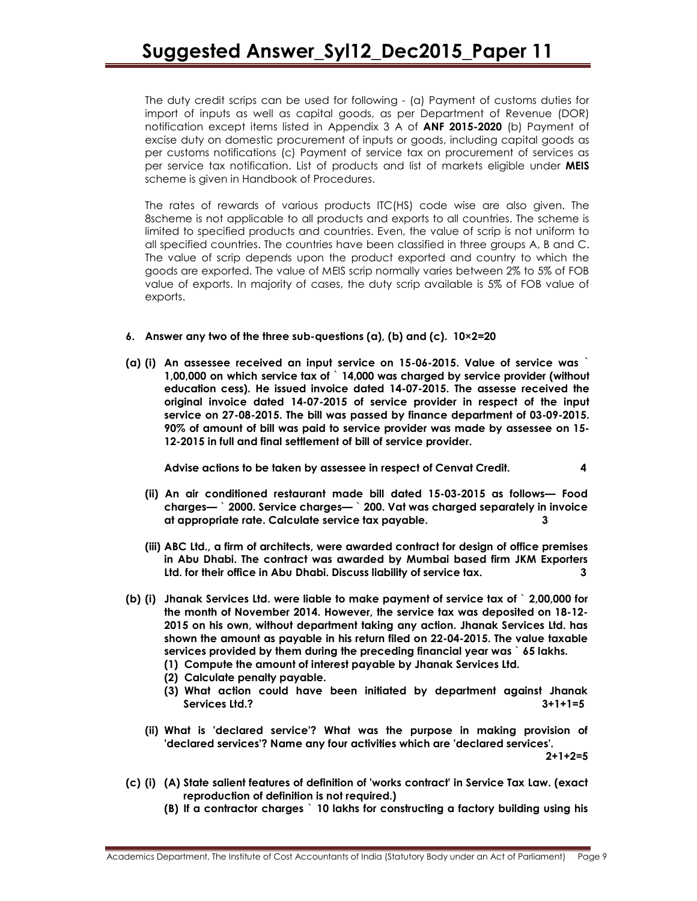The duty credit scrips can be used for following - (a) Payment of customs duties for import of inputs as well as capital goods, as per Department of Revenue (DOR) notification except items listed in Appendix 3 A of **ANF 2015-2020** (b) Payment of excise duty on domestic procurement of inputs or goods, including capital goods as per customs notifications (c) Payment of service tax on procurement of services as per service tax notification. List of products and list of markets eligible under **MEIS** scheme is given in Handbook of Procedures.

The rates of rewards of various products ITC(HS) code wise are also given. The 8scheme is not applicable to all products and exports to all countries. The scheme is limited to specified products and countries. Even, the value of scrip is not uniform to all specified countries. The countries have been classified in three groups A, B and C. The value of scrip depends upon the product exported and country to which the goods are exported. The value of MEIS scrip normally varies between 2% to 5% of FOB value of exports. In majority of cases, the duty scrip available is 5% of FOB value of exports.

**6. Answer any two of the three sub-questions (a), (b) and (c). 10×2=20**

**(a) (i) An assessee received an input service on 15-06-2015. Value of service was ` 1,00,000 on which service tax of ` 14,000 was charged by service provider (without education cess). He issued invoice dated 14-07-2015. The assese received the original invoice dated 14-07-2015 of service provider in respect of the input service on 27-08-2015. The bill was passed by finance department of 03-09-2015. 90% of amount of bill was paid to service provider was made by assessee on 15-12-2015 in full and final settlement of bill of service provider.**

**Advise actions to be taken by assessee in respect of Cenvat Credit. 4**

**(ii) An air conditioned restaurant made bill dated 15-03-2015 as follows— Food charges— ` 2000. Service charges— ` 200. Vat was charged separately in invoice at appropriate rate. Calculate service tax payable. 3**

**(iii) ABC Ltd., a firm of architects, were awarded contract for design of office premises in Abu Dhabi. The contract was awarded by Mumbai based firm JKM Exporters Ltd. for their office in Abu Dhabi. Discuss liability of service tax. 3**

**(b) (i) Jhanak Services Ltd. were liable to make payment of service tax of ` 2,00,000 for the month of November 2014. However, the service tax was deposited on 18-12-2015 on his own, without department taking any action. Jhanak Services Ltd. has shown the amount as payable in his return filed on 22-04-2015. The value taxable services provided by them during the preceding financial year was ` 65 lakhs.**

**(1) Compute the amount of interest payable by Jhanak Services Ltd.**

**(2) Calculate penalty payable.**

**(3) What action could have been initiated by department against Jhanak Services Ltd.? 3+1+1=5**

**(ii) What is 'declared service'? What was the purpose in making provision of 'declared services'? Name any four activities which are 'declared services'. 2+1+2=5**

**(c) (i) (A) State salient features of definition of 'works contract' in Service Tax Law. (exact reproduction of definition is not required.)**

**(B) If a contractor charges ` 10 lakhs for constructing a factory building using his**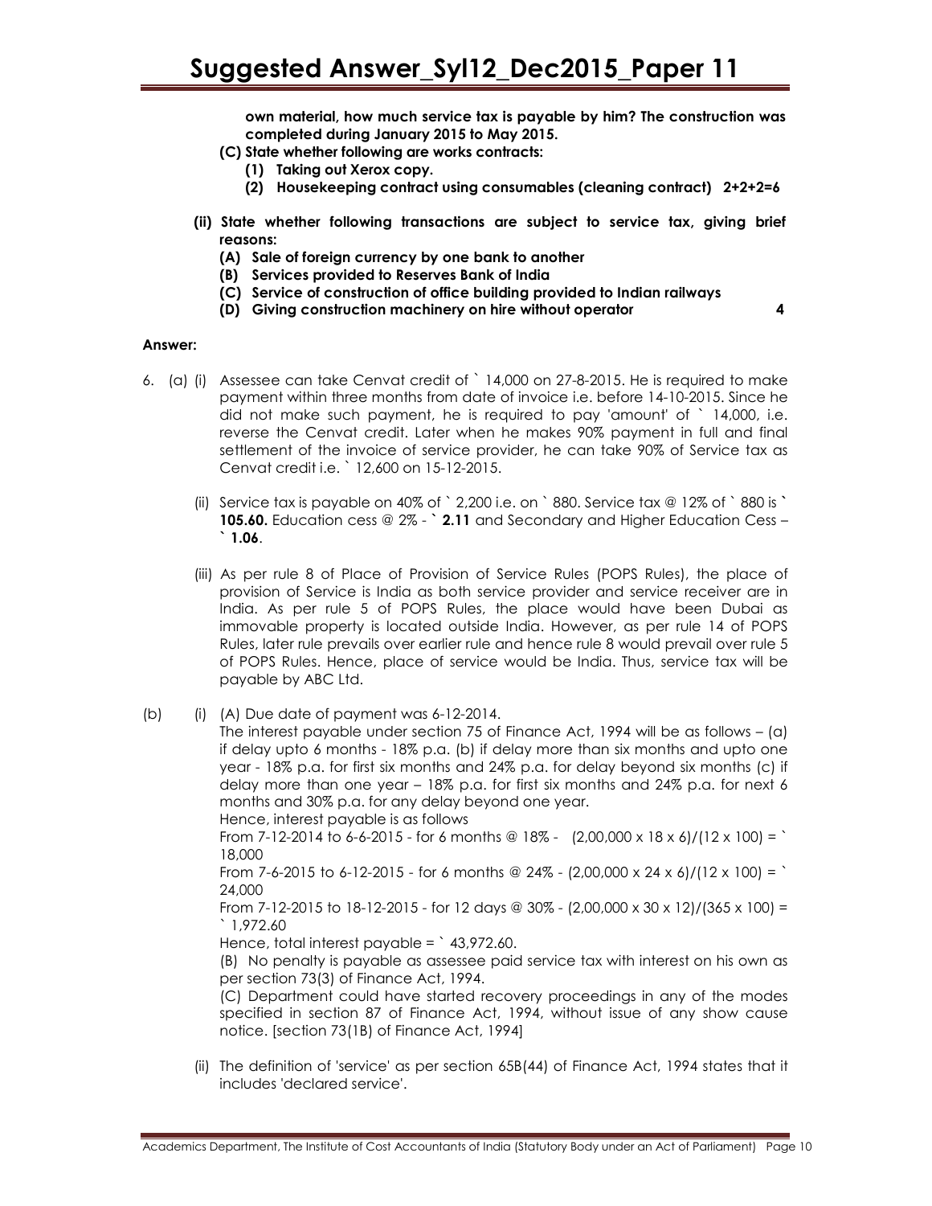**own material, how much service tax is payable by him? The construction was completed during January 2015 to May 2015.**

**(C) State whether following are works contracts:**

**(1) Taking out Xerox copy.**

**(2) Housekeeping contract using consumables (cleaning contract) 2+2+2=6**

**(ii) State whether following transactions are subject to service tax, giving brief reasons:**

**(A) Sale of foreign currency by one bank to another**

**(B) Services provided to Reserves Bank of India**

**(C) Service of construction of office building provided to Indian railways**

**(D) Giving construction machinery on hire without operator 4**

**Answer:**

6. (a) (i) Assessee can take Cenvat credit of ` 14,000 on 27-8-2015. He is required to make payment within three months from date of invoice i.e. before 14-10-2015. Since he did not make such payment, he is required to pay 'amount' of ` 14,000, i.e. reverse the Cenvat credit. Later when he makes 90% payment in full and final settlement of the invoice of service provider, he can take 90% of Service tax as Cenvat credit i.e. ` 12,600 on 15-12-2015.

(ii) Service tax is payable on 40% of ` 2,200 i.e. on ` 880. Service tax @ 12% of ` 880 is **` 105.60.** Education cess @ 2% - **` 2.11** and Secondary and Higher Education Cess – **` 1.06**.

(iii) As per rule 8 of Place of Provision of Service Rules (POPS Rules), the place of provision of Service is India as both service provider and service receiver are in India. As per rule 5 of POPS Rules, the place would have been Dubai as immovable property is located outside India. However, as per rule 14 of POPS Rules, later rule prevails over earlier rule and hence rule 8 would prevail over rule 5 of POPS Rules. Hence, place of service would be India. Thus, service tax will be payable by ABC Ltd.

(b) (i) (A) Due date of payment was 6-12-2014.

The interest payable under section 75 of Finance Act, 1994 will be as follows – (a) if delay upto 6 months - 18% p.a. (b) if delay more than six months and upto one year - 18% p.a. for first six months and 24% p.a. for delay beyond six months (c) if delay more than one year – 18% p.a. for first six months and 24% p.a. for next 6 months and 30% p.a. for any delay beyond one year.

Hence, interest payable is as follows

From 7-12-2014 to 6-6-2015 - for 6 months @ 18% - (2,00,000 x 18 x 6)/(12 x 100) = ` 18,000

From 7-6-2015 to 6-12-2015 - for 6 months @ 24% - (2,00,000 x 24 x 6)/(12 x 100) = ` 24,000

From 7-12-2015 to 18-12-2015 - for 12 days @ 30% - (2,00,000 x 30 x 12)/(365 x 100) = ` 1,972.60

Hence, total interest payable = ` 43,972.60.

(B) No penalty is payable as assessee paid service tax with interest on his own as per section 73(3) of Finance Act, 1994.

(C) Department could have started recovery proceedings in any of the modes specified in section 87 of Finance Act, 1994, without issue of any show cause notice. [section 73(1B) of Finance Act, 1994]

(ii) The definition of 'service' as per section 65B(44) of Finance Act, 1994 states that it includes 'declared service'.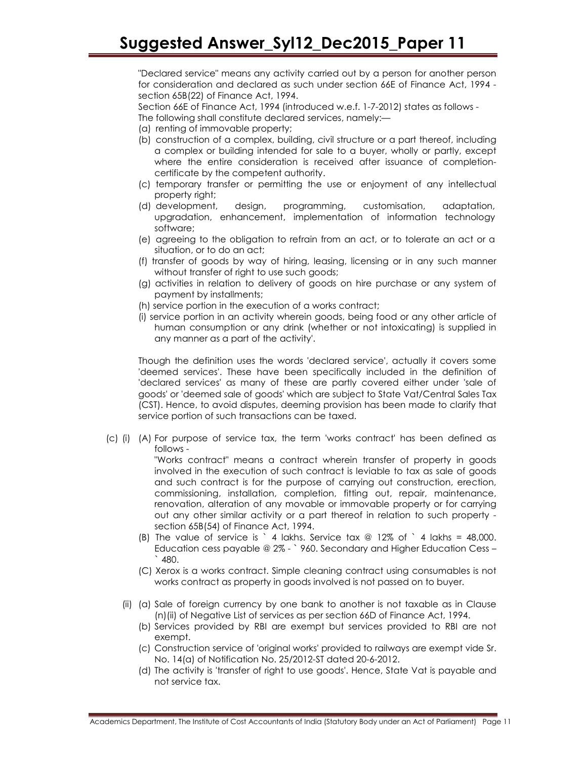"Declared service" means any activity carried out by a person for another person for consideration and declared as such under section 66E of Finance Act, 1994 - section 65B(22) of Finance Act, 1994.

Section 66E of Finance Act, 1994 (introduced w.e.f. 1-7-2012) states as follows -

The following shall constitute declared services, namely:—

(a) renting of immovable property;

(b) construction of a complex, building, civil structure or a part thereof, including a complex or building intended for sale to a buyer, wholly or partly, except where the entire consideration is received after issuance of completion-certificate by the competent authority.

(c) temporary transfer or permitting the use or enjoyment of any intellectual property right;

(d) development, design, programming, customisation, adaptation, upgradation, enhancement, implementation of information technology software;

(e) agreeing to the obligation to refrain from an act, or to tolerate an act or a situation, or to do an act;

(f) transfer of goods by way of hiring, leasing, licensing or in any such manner without transfer of right to use such goods;

(g) activities in relation to delivery of goods on hire purchase or any system of payment by installments;

(h) service portion in the execution of a works contract;

(i) service portion in an activity wherein goods, being food or any other article of human consumption or any drink (whether or not intoxicating) is supplied in any manner as a part of the activity'.

Though the definition uses the words 'declared service', actually it covers some 'deemed services'. These have been specifically included in the definition of 'declared services' as many of these are partly covered either under 'sale of goods' or 'deemed sale of goods' which are subject to State Vat/Central Sales Tax (CST). Hence, to avoid disputes, deeming provision has been made to clarify that service portion of such transactions can be taxed.

(c) (i) (A) For purpose of service tax, the term 'works contract' has been defined as follows -

"Works contract" means a contract wherein transfer of property in goods involved in the execution of such contract is leviable to tax as sale of goods and such contract is for the purpose of carrying out construction, erection, commissioning, installation, completion, fitting out, repair, maintenance, renovation, alteration of any movable or immovable property or for carrying out any other similar activity or a part thereof in relation to such property - section 65B(54) of Finance Act, 1994.

(B) The value of service is ` 4 lakhs. Service tax @ 12% of ` 4 lakhs = 48,000. Education cess payable @ 2% - ` 960. Secondary and Higher Education Cess – ` 480.

(C) Xerox is a works contract. Simple cleaning contract using consumables is not works contract as property in goods involved is not passed on to buyer.

(ii) (a) Sale of foreign currency by one bank to another is not taxable as in Clause (n)(ii) of Negative List of services as per section 66D of Finance Act, 1994.

(b) Services provided by RBI are exempt but services provided to RBI are not exempt.

(c) Construction service of 'original works' provided to railways are exempt vide Sr. No. 14(a) of Notification No. 25/2012-ST dated 20-6-2012.

(d) The activity is 'transfer of right to use goods'. Hence, State Vat is payable and not service tax.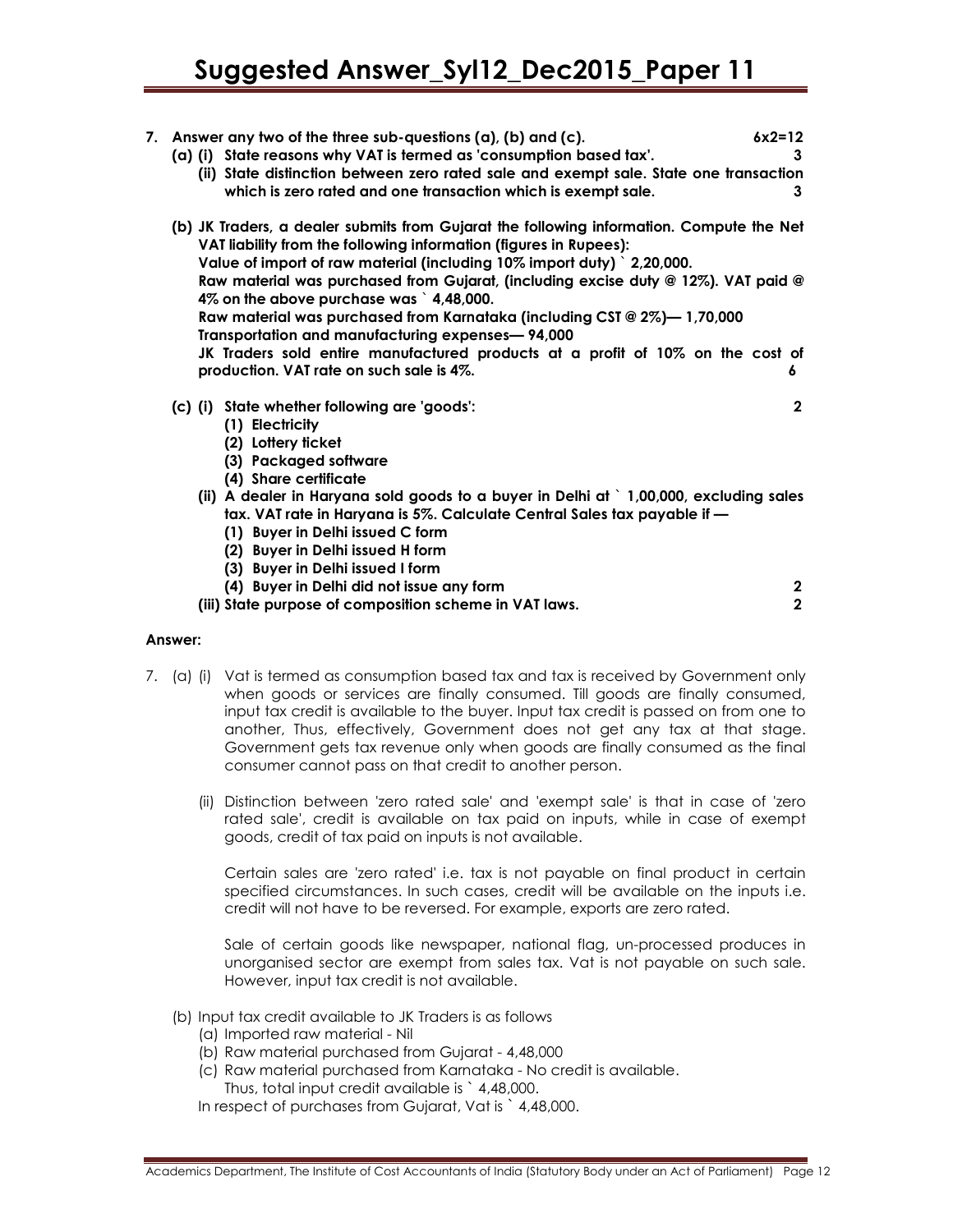**7. Answer any two of the three sub-questions (a), (b) and (c).** **6x2=12**

**(a) (i) State reasons why VAT is termed as 'consumption based tax'.** **3**

**(ii) State distinction between zero rated sale and exempt sale. State one transaction which is zero rated and one transaction which is exempt sale.** **3**

**(b) JK Traders, a dealer submits from Gujarat the following information. Compute the Net VAT liability from the following information (figures in Rupees):**
**Value of import of raw material (including 10% import duty) ` 2,20,000.**
**Raw material was purchased from Gujarat, (including excise duty @ 12%). VAT paid @ 4% on the above purchase was ` 4,48,000.**
**Raw material was purchased from Karnataka (including CST @ 2%)— 1,70,000**
**Transportation and manufacturing expenses— 94,000**
**JK Traders sold entire manufactured products at a profit of 10% on the cost of production. VAT rate on such sale is 4%.** **6**

**(c) (i) State whether following are 'goods':** **2**

**(1) Electricity**
**(2) Lottery ticket**
**(3) Packaged software**
**(4) Share certificate**

**(ii) A dealer in Haryana sold goods to a buyer in Delhi at ` 1,00,000, excluding sales tax. VAT rate in Haryana is 5%. Calculate Central Sales tax payable if —**

**(1) Buyer in Delhi issued C form**
**(2) Buyer in Delhi issued H form**
**(3) Buyer in Delhi issued I form**
**(4) Buyer in Delhi did not issue any form** **2**

**(iii) State purpose of composition scheme in VAT laws.** **2**

**Answer:**

7. (a) (i) Vat is termed as consumption based tax and tax is received by Government only when goods or services are finally consumed. Till goods are finally consumed, input tax credit is available to the buyer. Input tax credit is passed on from one to another, Thus, effectively, Government does not get any tax at that stage. Government gets tax revenue only when goods are finally consumed as the final consumer cannot pass on that credit to another person.

(ii) Distinction between 'zero rated sale' and 'exempt sale' is that in case of 'zero rated sale', credit is available on tax paid on inputs, while in case of exempt goods, credit of tax paid on inputs is not available.

Certain sales are 'zero rated' i.e. tax is not payable on final product in certain specified circumstances. In such cases, credit will be available on the inputs i.e. credit will not have to be reversed. For example, exports are zero rated.

Sale of certain goods like newspaper, national flag, un-processed produces in unorganised sector are exempt from sales tax. Vat is not payable on such sale. However, input tax credit is not available.

(b) Input tax credit available to JK Traders is as follows

(a) Imported raw material - Nil
(b) Raw material purchased from Gujarat - 4,48,000
(c) Raw material purchased from Karnataka - No credit is available.
Thus, total input credit available is ` 4,48,000.

In respect of purchases from Gujarat, Vat is ` 4,48,000.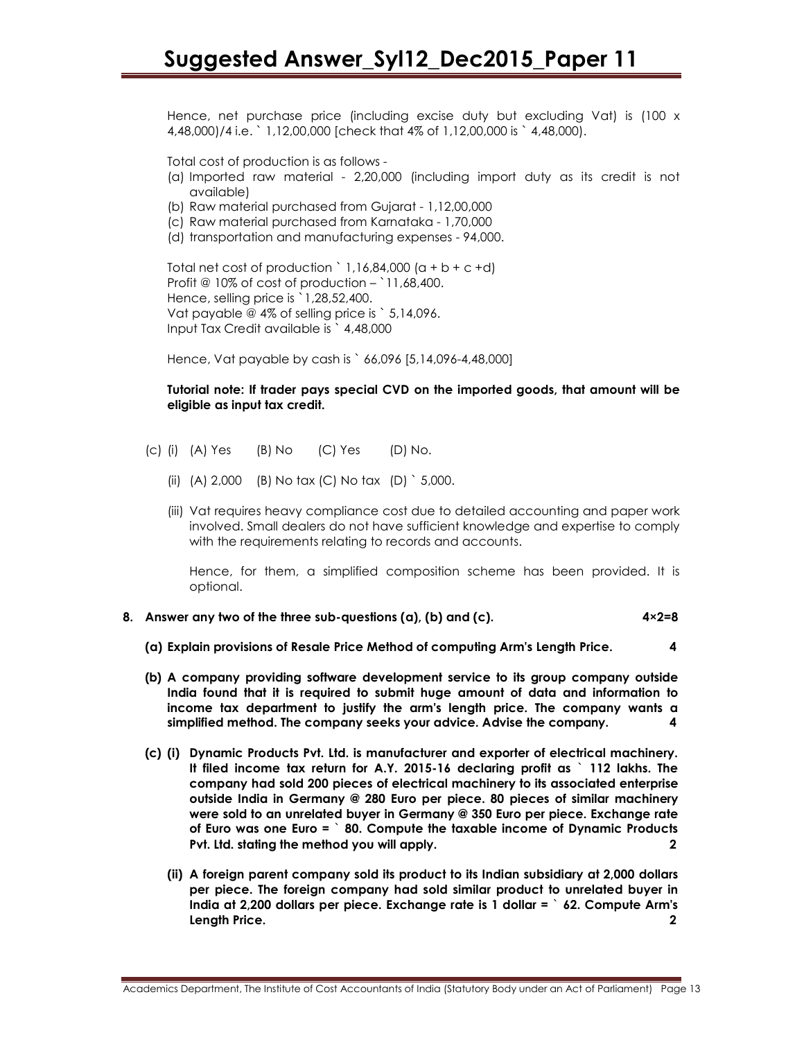Hence, net purchase price (including excise duty but excluding Vat) is (100 x 4,48,000)/4 i.e. ` 1,12,00,000 [check that 4% of 1,12,00,000 is ` 4,48,000).

Total cost of production is as follows -

(a) Imported raw material - 2,20,000 (including import duty as its credit is not available)
(b) Raw material purchased from Gujarat - 1,12,00,000
(c) Raw material purchased from Karnataka - 1,70,000
(d) transportation and manufacturing expenses - 94,000.

Total net cost of production ` 1,16,84,000 (a + b + c +d)
Profit @ 10% of cost of production – `11,68,400.
Hence, selling price is `1,28,52,400.
Vat payable @ 4% of selling price is ` 5,14,096.
Input Tax Credit available is ` 4,48,000

Hence, Vat payable by cash is ` 66,096 [5,14,096-4,48,000]

**Tutorial note: If trader pays special CVD on the imported goods, that amount will be eligible as input tax credit.**

(c) (i) (A) Yes (B) No (C) Yes (D) No.

(ii) (A) 2,000 (B) No tax (C) No tax (D) ` 5,000.

(iii) Vat requires heavy compliance cost due to detailed accounting and paper work involved. Small dealers do not have sufficient knowledge and expertise to comply with the requirements relating to records and accounts.

Hence, for them, a simplified composition scheme has been provided. It is optional.

**8. Answer any two of the three sub-questions (a), (b) and (c). 4×2=8**

**(a) Explain provisions of Resale Price Method of computing Arm's Length Price. 4**

**(b) A company providing software development service to its group company outside India found that it is required to submit huge amount of data and information to income tax department to justify the arm's length price. The company wants a simplified method. The company seeks your advice. Advise the company. 4**

**(c) (i) Dynamic Products Pvt. Ltd. is manufacturer and exporter of electrical machinery. It filed income tax return for A.Y. 2015-16 declaring profit as ` 112 lakhs. The company had sold 200 pieces of electrical machinery to its associated enterprise outside India in Germany @ 280 Euro per piece. 80 pieces of similar machinery were sold to an unrelated buyer in Germany @ 350 Euro per piece. Exchange rate of Euro was one Euro = ` 80. Compute the taxable income of Dynamic Products Pvt. Ltd. stating the method you will apply. 2**

**(ii) A foreign parent company sold its product to its Indian subsidiary at 2,000 dollars per piece. The foreign company had sold similar product to unrelated buyer in India at 2,200 dollars per piece. Exchange rate is 1 dollar = ` 62. Compute Arm's Length Price. 2**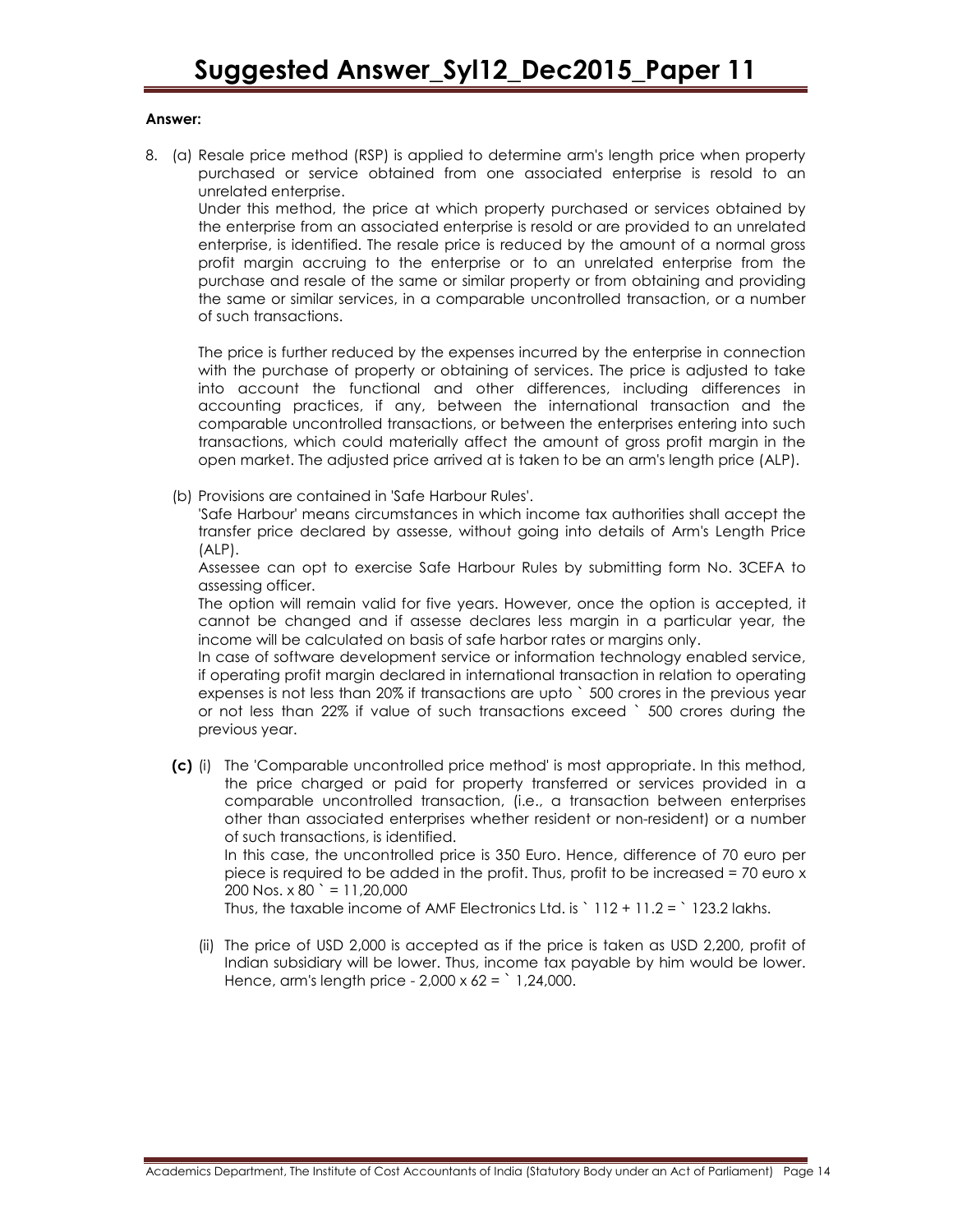**Answer:**

8. (a) Resale price method (RSP) is applied to determine arm's length price when property purchased or service obtained from one associated enterprise is resold to an unrelated enterprise.

   Under this method, the price at which property purchased or services obtained by the enterprise from an associated enterprise is resold or are provided to an unrelated enterprise, is identified. The resale price is reduced by the amount of a normal gross profit margin accruing to the enterprise or to an unrelated enterprise from the purchase and resale of the same or similar property or from obtaining and providing the same or similar services, in a comparable uncontrolled transaction, or a number of such transactions.

   The price is further reduced by the expenses incurred by the enterprise in connection with the purchase of property or obtaining of services. The price is adjusted to take into account the functional and other differences, including differences in accounting practices, if any, between the international transaction and the comparable uncontrolled transactions, or between the enterprises entering into such transactions, which could materially affect the amount of gross profit margin in the open market. The adjusted price arrived at is taken to be an arm's length price (ALP).

   (b) Provisions are contained in 'Safe Harbour Rules'.

   'Safe Harbour' means circumstances in which income tax authorities shall accept the transfer price declared by assesse, without going into details of Arm's Length Price (ALP).

   Assessee can opt to exercise Safe Harbour Rules by submitting form No. 3CEFA to assessing officer.

   The option will remain valid for five years. However, once the option is accepted, it cannot be changed and if assesse declares less margin in a particular year, the income will be calculated on basis of safe harbor rates or margins only.

   In case of software development service or information technology enabled service, if operating profit margin declared in international transaction in relation to operating expenses is not less than 20% if transactions are upto ` 500 crores in the previous year or not less than 22% if value of such transactions exceed ` 500 crores during the previous year.

   **(c)** (i) The 'Comparable uncontrolled price method' is most appropriate. In this method, the price charged or paid for property transferred or services provided in a comparable uncontrolled transaction, (i.e., a transaction between enterprises other than associated enterprises whether resident or non-resident) or a number of such transactions, is identified.

   In this case, the uncontrolled price is 350 Euro. Hence, difference of 70 euro per piece is required to be added in the profit. Thus, profit to be increased = 70 euro x 200 Nos. x 80 ` = 11,20,000

   Thus, the taxable income of AMF Electronics Ltd. is ` 112 + 11.2 = ` 123.2 lakhs.

   (ii) The price of USD 2,000 is accepted as if the price is taken as USD 2,200, profit of Indian subsidiary will be lower. Thus, income tax payable by him would be lower. Hence, arm's length price - 2,000 x 62 = ` 1,24,000.